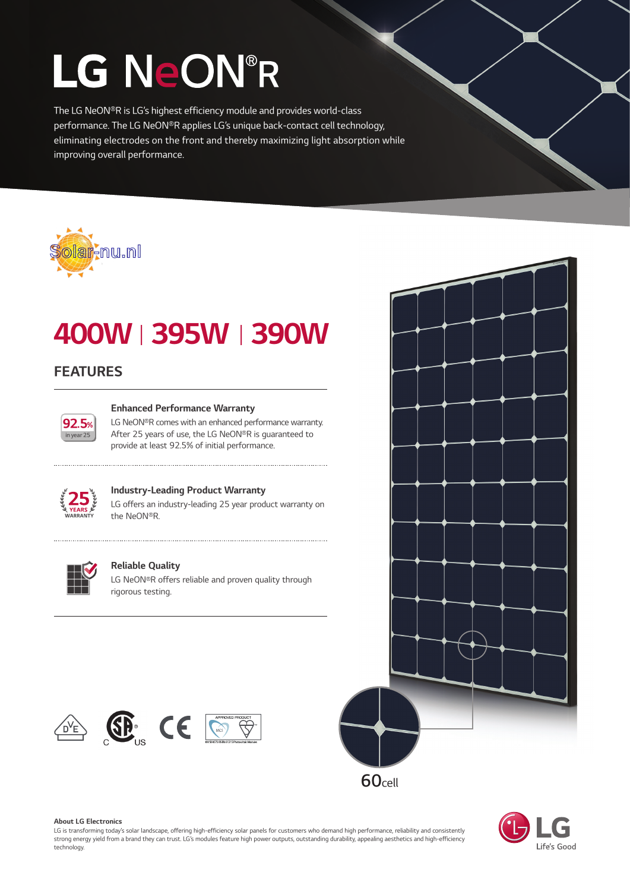# LG NeON®R

The LG NeON®R is LG's highest efficiency module and provides world-class performance. The LG NeON®R applies LG's unique back-contact cell technology, eliminating electrodes on the front and thereby maximizing light absorption while improving overall performance.

Solar-nu.nl

# 400W | 395W | 390W

## FEATURES

92.5% in year 25

### Enhanced Performance Warranty

LG NeON®R comes with an enhanced performance warranty. After 25 years of use, the LG NeON®R is guaranteed to provide at least 92.5% of initial performance.

25 YEARS WARRANTY

### Industry-Leading Product Warranty

LG offers an industry-leading 25 year product warranty on the NeON®R.

### Reliable Quality

LG NeON®R offers reliable and proven quality through rigorous testing.

60cell

**About LG Electronics**

LG is transforming today's solar landscape, offering high-efficiency solar panels for customers who demand high performance, reliability and consistently strong energy yield from a brand they can trust. LG's modules feature high power outputs, outstanding durability, appealing aesthetics and high-efficiency technology.

LG Life's Good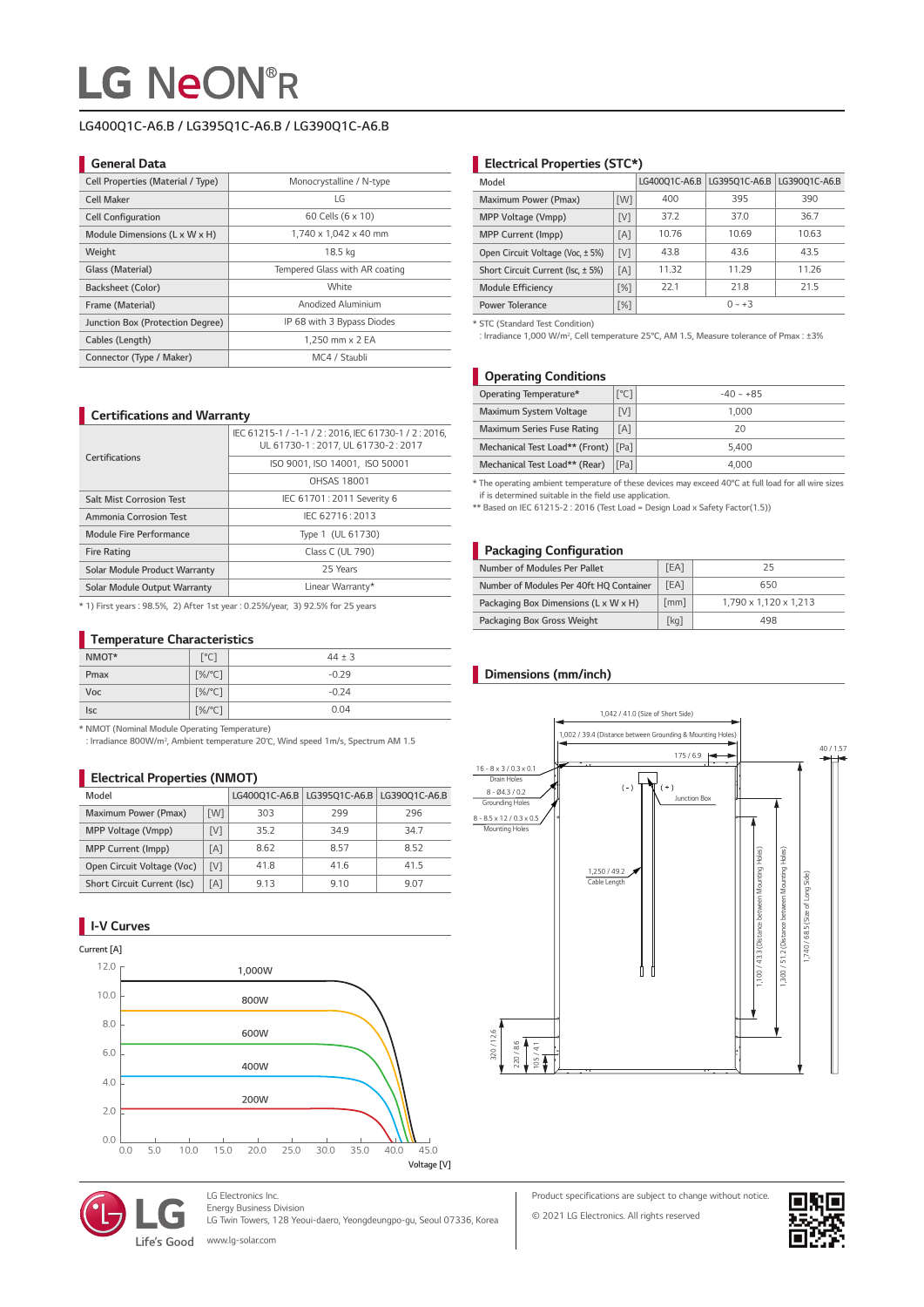# LG NeON®R

LG400Q1C-A6.B / LG395Q1C-A6.B / LG390Q1C-A6.B

## General Data

| | |
|---|---|
| Cell Properties (Material / Type) | Monocrystalline / N-type |
| Cell Maker | LG |
| Cell Configuration | 60 Cells (6 x 10) |
| Module Dimensions (L x W x H) | 1,740 x 1,042 x 40 mm |
| Weight | 18.5 kg |
| Glass (Material) | Tempered Glass with AR coating |
| Backsheet (Color) | White |
| Frame (Material) | Anodized Aluminium |
| Junction Box (Protection Degree) | IP 68 with 3 Bypass Diodes |
| Cables (Length) | 1,250 mm x 2 EA |
| Connector (Type / Maker) | MC4 / Staubli |

## Certifications and Warranty

| | |
|---|---|
| Certifications | IEC 61215-1 / -1-1 / 2 : 2016, IEC 61730-1 / 2 : 2016, UL 61730-1 : 2017, UL 61730-2 : 2017 |
| | ISO 9001, ISO 14001, ISO 50001 |
| | OHSAS 18001 |
| Salt Mist Corrosion Test | IEC 61701 : 2011 Severity 6 |
| Ammonia Corrosion Test | IEC 62716 : 2013 |
| Module Fire Performance | Type 1 (UL 61730) |
| Fire Rating | Class C (UL 790) |
| Solar Module Product Warranty | 25 Years |
| Solar Module Output Warranty | Linear Warranty* |

* 1) First years : 98.5%, 2) After 1st year : 0.25%/year, 3) 92.5% for 25 years

## Temperature Characteristics

| | | |
|---|---|---|
| NMOT* | [°C] | 44 ± 3 |
| Pmax | [%/°C] | -0.29 |
| Voc | [%/°C] | -0.24 |
| Isc | [%/°C] | 0.04 |

* NMOT (Nominal Module Operating Temperature)
: Irradiance 800W/m², Ambient temperature 20°C, Wind speed 1m/s, Spectrum AM 1.5

## Electrical Properties (NMOT)

| Model | | LG400Q1C-A6.B | LG395Q1C-A6.B | LG390Q1C-A6.B |
|---|---|---|---|---|
| Maximum Power (Pmax) | [W] | 303 | 299 | 296 |
| MPP Voltage (Vmpp) | [V] | 35.2 | 34.9 | 34.7 |
| MPP Current (Impp) | [A] | 8.62 | 8.57 | 8.52 |
| Open Circuit Voltage (Voc) | [V] | 41.8 | 41.6 | 41.5 |
| Short Circuit Current (Isc) | [A] | 9.13 | 9.10 | 9.07 |

## I-V Curves

Current [A]
12.0
10.0
8.0
6.0
4.0
2.0
0.0
1,000W
800W
600W
400W
200W
0.0 5.0 10.0 15.0 20.0 25.0 30.0 35.0 40.0 45.0
Voltage [V]

## Electrical Properties (STC*)

| Model | | LG400Q1C-A6.B | LG395Q1C-A6.B | LG390Q1C-A6.B |
|---|---|---|---|---|
| Maximum Power (Pmax) | [W] | 400 | 395 | 390 |
| MPP Voltage (Vmpp) | [V] | 37.2 | 37.0 | 36.7 |
| MPP Current (Impp) | [A] | 10.76 | 10.69 | 10.63 |
| Open Circuit Voltage (Voc, ± 5%) | [V] | 43.8 | 43.6 | 43.5 |
| Short Circuit Current (Isc, ± 5%) | [A] | 11.32 | 11.29 | 11.26 |
| Module Efficiency | [%] | 22.1 | 21.8 | 21.5 |
| Power Tolerance | [%] | 0 ~ +3 | | |

* STC (Standard Test Condition)
: Irradiance 1,000 W/m², Cell temperature 25°C, AM 1.5, Measure tolerance of Pmax : ±3%

## Operating Conditions

| | | |
|---|---|---|
| Operating Temperature* | [°C] | -40 ~ +85 |
| Maximum System Voltage | [V] | 1,000 |
| Maximum Series Fuse Rating | [A] | 20 |
| Mechanical Test Load** (Front) | [Pa] | 5,400 |
| Mechanical Test Load** (Rear) | [Pa] | 4,000 |

* The operating ambient temperature of these devices may exceed 40°C at full load for all wire sizes if is determined suitable in the field use application.
** Based on IEC 61215-2 : 2016 (Test Load = Design Load x Safety Factor(1.5))

## Packaging Configuration

| | | |
|---|---|---|
| Number of Modules Per Pallet | [EA] | 25 |
| Number of Modules Per 40ft HQ Container | [EA] | 650 |
| Packaging Box Dimensions (L x W x H) | [mm] | 1,790 x 1,120 x 1,213 |
| Packaging Box Gross Weight | [kg] | 498 |

## Dimensions (mm/inch)

1,042 / 41.0 (Size of Short Side)
1,002 / 39.4 (Distance between Grounding & Mounting Holes)
175 / 6.9
40 / 1.57
16 - 8 x 3 / 0.3 x 0.1
Drain Holes
8 - Ø4.3 / 0.2
Grounding Holes
8 - 8.5 x 12 / 0.3 x 0.5
Mounting Holes
( - ) ( + )
Junction Box
1,250 / 49.2
Cable Length
1,100 / 43.3 (Distance between Mounting Holes)
1,300 / 51.2 (Distance between Mounting Holes)
1,740 / 68.5 (Size of Long Side)
320 / 12.6
220 / 8.6
105 / 4.1

LG Electronics Inc.
Energy Business Division
LG Twin Towers, 128 Yeoui-daero, Yeongdeungpo-gu, Seoul 07336, Korea
www.lg-solar.com

Product specifications are subject to change without notice.

© 2021 LG Electronics. All rights reserved

LG Life's Good